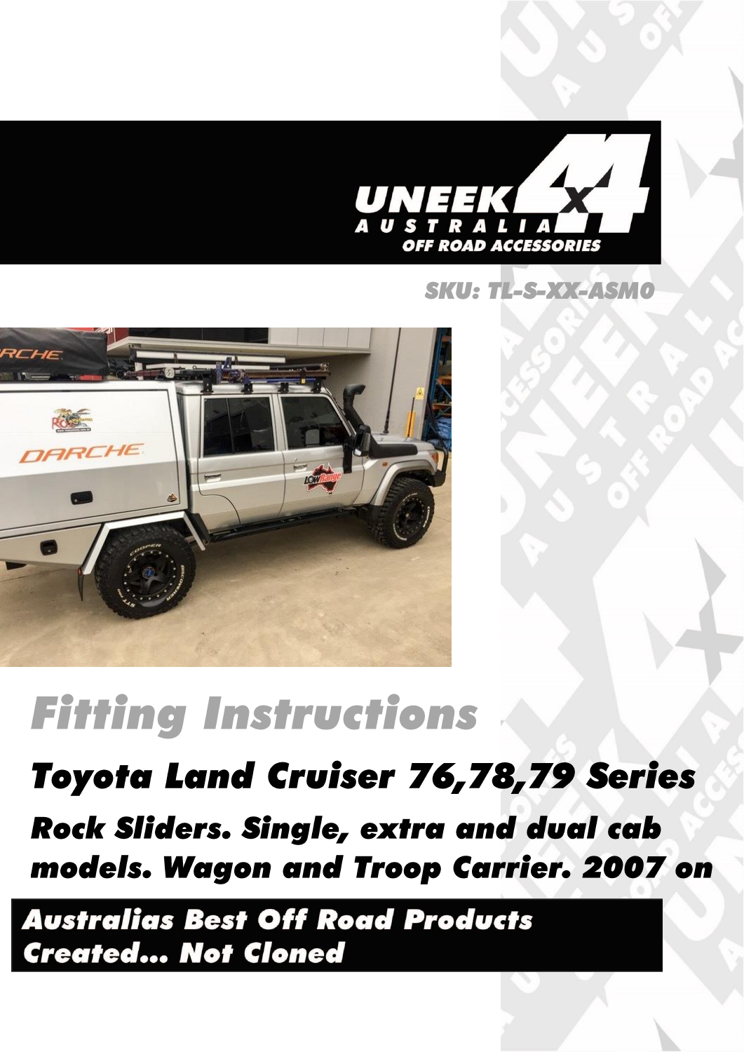UNEEK 4x4 AUSTRALIA OFF ROAD ACCESSORIES

SKU: TL-S-XX-ASM0

# Fitting Instructions

## Toyota Land Cruiser 76,78,79 Series

### Rock Sliders. Single, extra and dual cab models. Wagon and Troop Carrier. 2007 on

**Australias Best Off Road Products Created... Not Cloned**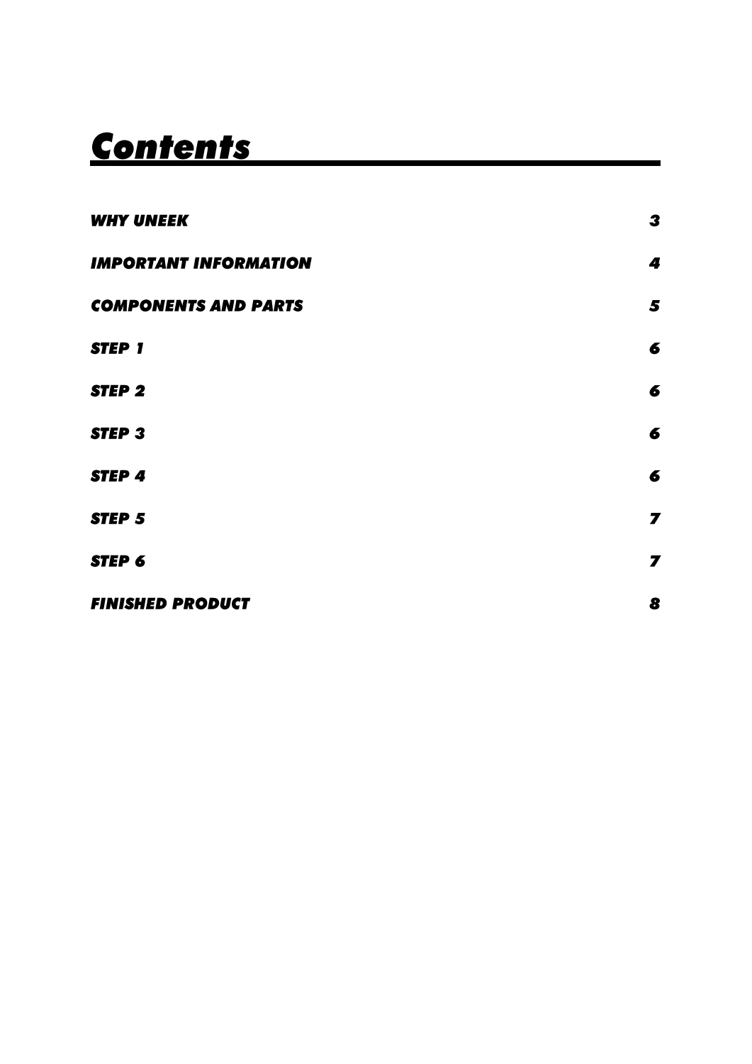# *Contents*

| | |
|---|---|
| ***WHY UNEEK*** | ***3*** |
| ***IMPORTANT INFORMATION*** | ***4*** |
| ***COMPONENTS AND PARTS*** | ***5*** |
| ***STEP 1*** | ***6*** |
| ***STEP 2*** | ***6*** |
| ***STEP 3*** | ***6*** |
| ***STEP 4*** | ***6*** |
| ***STEP 5*** | ***7*** |
| ***STEP 6*** | ***7*** |
| ***FINISHED PRODUCT*** | ***8*** |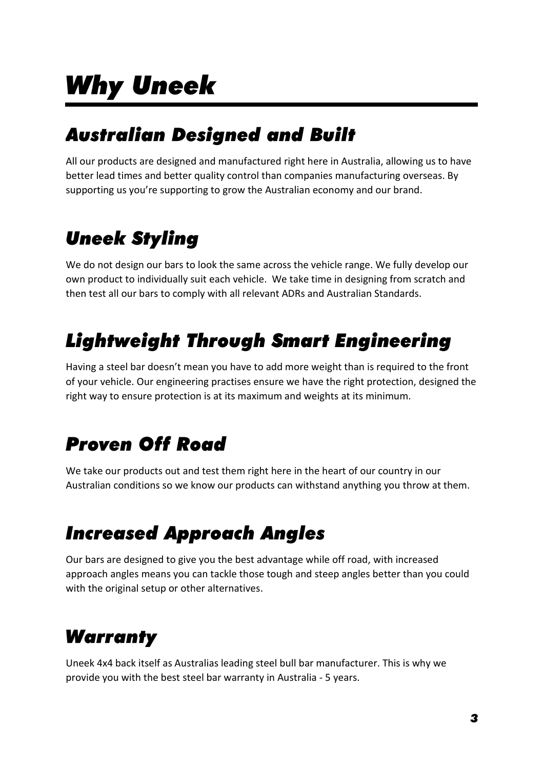# Why Uneek

## Australian Designed and Built

All our products are designed and manufactured right here in Australia, allowing us to have better lead times and better quality control than companies manufacturing overseas. By supporting us you're supporting to grow the Australian economy and our brand.

## Uneek Styling

We do not design our bars to look the same across the vehicle range. We fully develop our own product to individually suit each vehicle. We take time in designing from scratch and then test all our bars to comply with all relevant ADRs and Australian Standards.

## Lightweight Through Smart Engineering

Having a steel bar doesn't mean you have to add more weight than is required to the front of your vehicle. Our engineering practises ensure we have the right protection, designed the right way to ensure protection is at its maximum and weights at its minimum.

## Proven Off Road

We take our products out and test them right here in the heart of our country in our Australian conditions so we know our products can withstand anything you throw at them.

## Increased Approach Angles

Our bars are designed to give you the best advantage while off road, with increased approach angles means you can tackle those tough and steep angles better than you could with the original setup or other alternatives.

## Warranty

Uneek 4x4 back itself as Australias leading steel bull bar manufacturer. This is why we provide you with the best steel bar warranty in Australia - 5 years.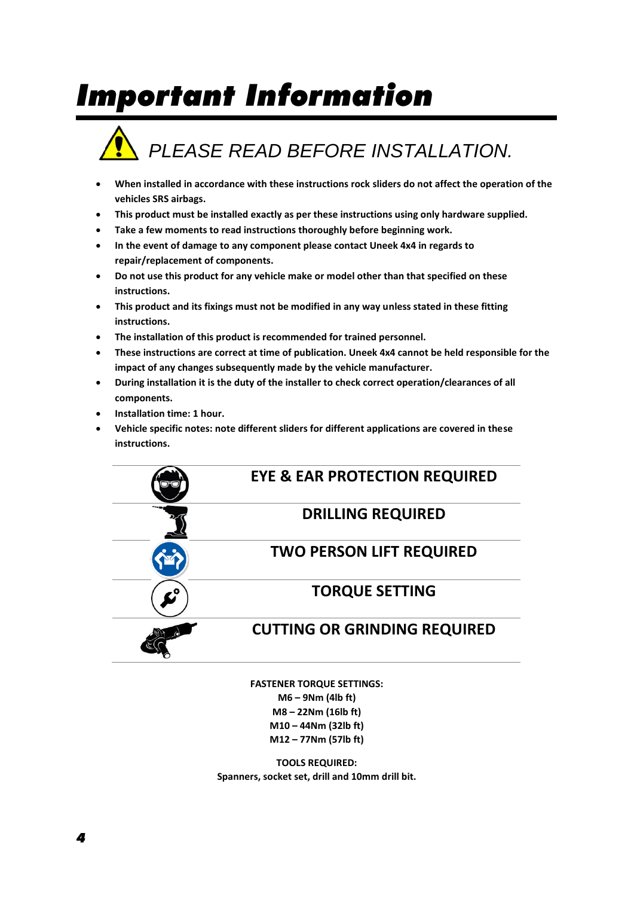# Important Information

## *PLEASE READ BEFORE INSTALLATION.*

- **When installed in accordance with these instructions rock sliders do not affect the operation of the vehicles SRS airbags.**
- **This product must be installed exactly as per these instructions using only hardware supplied.**
- **Take a few moments to read instructions thoroughly before beginning work.**
- **In the event of damage to any component please contact Uneek 4x4 in regards to repair/replacement of components.**
- **Do not use this product for any vehicle make or model other than that specified on these instructions.**
- **This product and its fixings must not be modified in any way unless stated in these fitting instructions.**
- **The installation of this product is recommended for trained personnel.**
- **These instructions are correct at time of publication. Uneek 4x4 cannot be held responsible for the impact of any changes subsequently made by the vehicle manufacturer.**
- **During installation it is the duty of the installer to check correct operation/clearances of all components.**
- **Installation time: 1 hour.**
- **Vehicle specific notes: note different sliders for different applications are covered in these instructions.**

**EYE & EAR PROTECTION REQUIRED**

**DRILLING REQUIRED**

**TWO PERSON LIFT REQUIRED**

**TORQUE SETTING**

**CUTTING OR GRINDING REQUIRED**

**FASTENER TORQUE SETTINGS:**
**M6 – 9Nm (4lb ft)**
**M8 – 22Nm (16lb ft)**
**M10 – 44Nm (32lb ft)**
**M12 – 77Nm (57lb ft)**

**TOOLS REQUIRED:**
**Spanners, socket set, drill and 10mm drill bit.**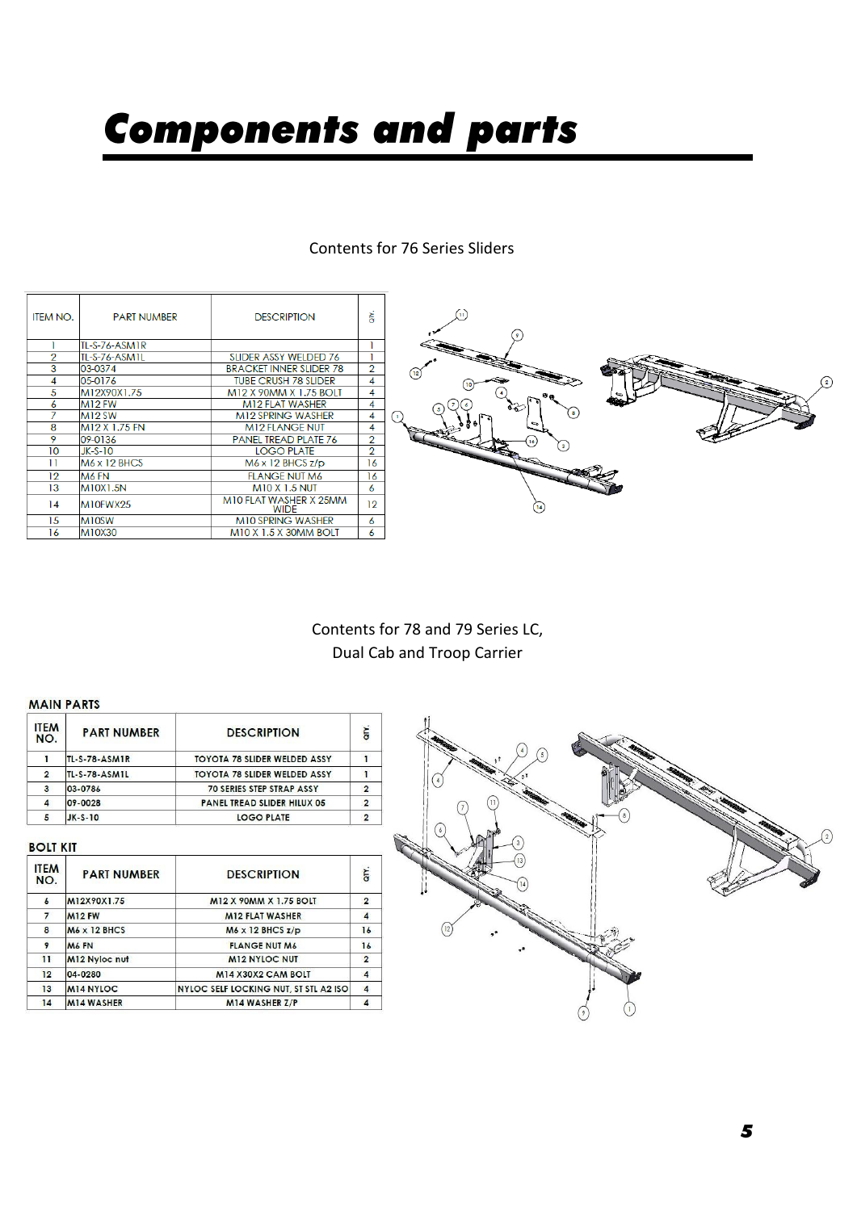# Components and parts

Contents for 76 Series Sliders

| ITEM NO. | PART NUMBER | DESCRIPTION | QTY. |
|---|---|---|---|
| 1 | TL-S-76-ASM1R | | 1 |
| 2 | TL-S-76-ASM1L | SLIDER ASSY WELDED 76 | 1 |
| 3 | 03-0374 | BRACKET INNER SLIDER 78 | 2 |
| 4 | 05-0176 | TUBE CRUSH 78 SLIDER | 4 |
| 5 | M12X90X1.75 | M12 X 90MM X 1.75 BOLT | 4 |
| 6 | M12 FW | M12 FLAT WASHER | 4 |
| 7 | M12 SW | M12 SPRING WASHER | 4 |
| 8 | M12 X 1.75 FN | M12 FLANGE NUT | 4 |
| 9 | 09-0136 | PANEL TREAD PLATE 76 | 2 |
| 10 | JK-S-10 | LOGO PLATE | 2 |
| 11 | M6 x 12 BHCS | M6 x 12 BHCS z/p | 16 |
| 12 | M6 FN | FLANGE NUT M6 | 16 |
| 13 | M10X1.5N | M10 X 1.5 NUT | 6 |
| 14 | M10FWX25 | M10 FLAT WASHER X 25MM WIDE | 12 |
| 15 | M10SW | M10 SPRING WASHER | 6 |
| 16 | M10X30 | M10 X 1.5 X 30MM BOLT | 6 |

Contents for 78 and 79 Series LC,
Dual Cab and Troop Carrier

**MAIN PARTS**

| ITEM NO. | PART NUMBER | DESCRIPTION | QTY. |
|---|---|---|---|
| 1 | TL-S-78-ASM1R | TOYOTA 78 SLIDER WELDED ASSY | 1 |
| 2 | TL-S-78-ASM1L | TOYOTA 78 SLIDER WELDED ASSY | 1 |
| 3 | 03-0786 | 70 SERIES STEP STRAP ASSY | 2 |
| 4 | 09-0028 | PANEL TREAD SLIDER HILUX 05 | 2 |
| 5 | JK-S-10 | LOGO PLATE | 2 |

**BOLT KIT**

| ITEM NO. | PART NUMBER | DESCRIPTION | QTY. |
|---|---|---|---|
| 6 | M12X90X1.75 | M12 X 90MM X 1.75 BOLT | 2 |
| 7 | M12 FW | M12 FLAT WASHER | 4 |
| 8 | M6 x 12 BHCS | M6 x 12 BHCS z/p | 16 |
| 9 | M6 FN | FLANGE NUT M6 | 16 |
| 11 | M12 Nyloc nut | M12 NYLOC NUT | 2 |
| 12 | 04-0280 | M14 X30X2 CAM BOLT | 4 |
| 13 | M14 NYLOC | NYLOC SELF LOCKING NUT, ST STL A2 ISO | 4 |
| 14 | M14 WASHER | M14 WASHER Z/P | 4 |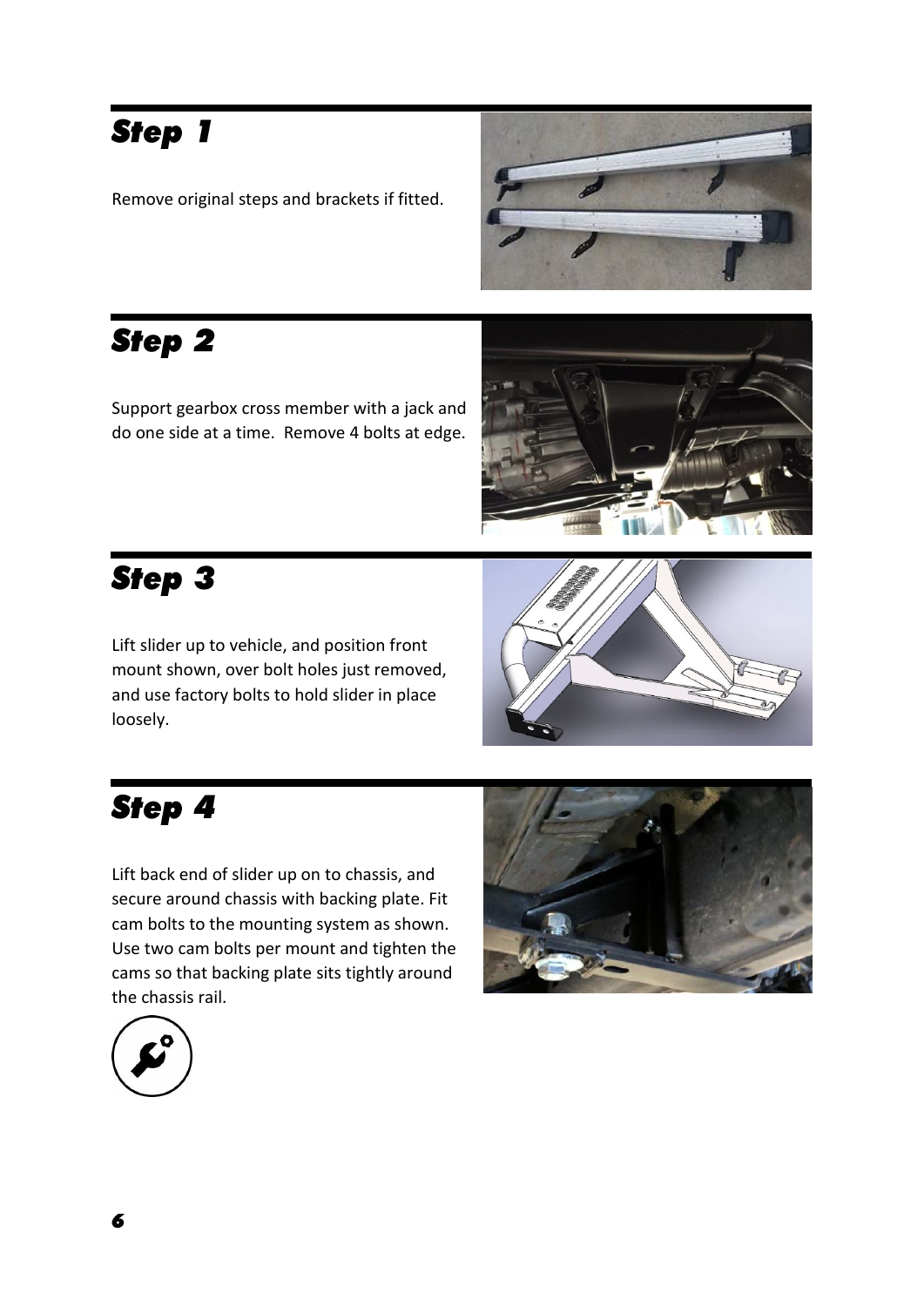## Step 1

Remove original steps and brackets if fitted.

## Step 2

Support gearbox cross member with a jack and do one side at a time. Remove 4 bolts at edge.

## Step 3

Lift slider up to vehicle, and position front mount shown, over bolt holes just removed, and use factory bolts to hold slider in place loosely.

## Step 4

Lift back end of slider up on to chassis, and secure around chassis with backing plate. Fit cam bolts to the mounting system as shown. Use two cam bolts per mount and tighten the cams so that backing plate sits tightly around the chassis rail.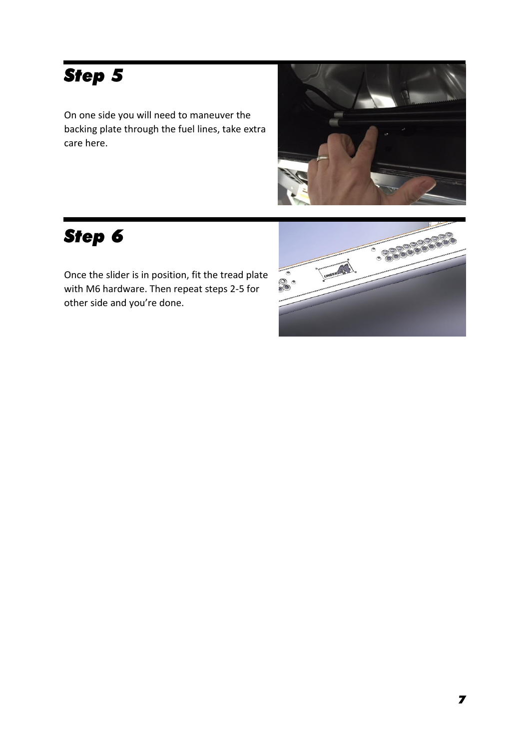## Step 5

On one side you will need to maneuver the backing plate through the fuel lines, take extra care here.

## Step 6

Once the slider is in position, fit the tread plate with M6 hardware. Then repeat steps 2-5 for other side and you're done.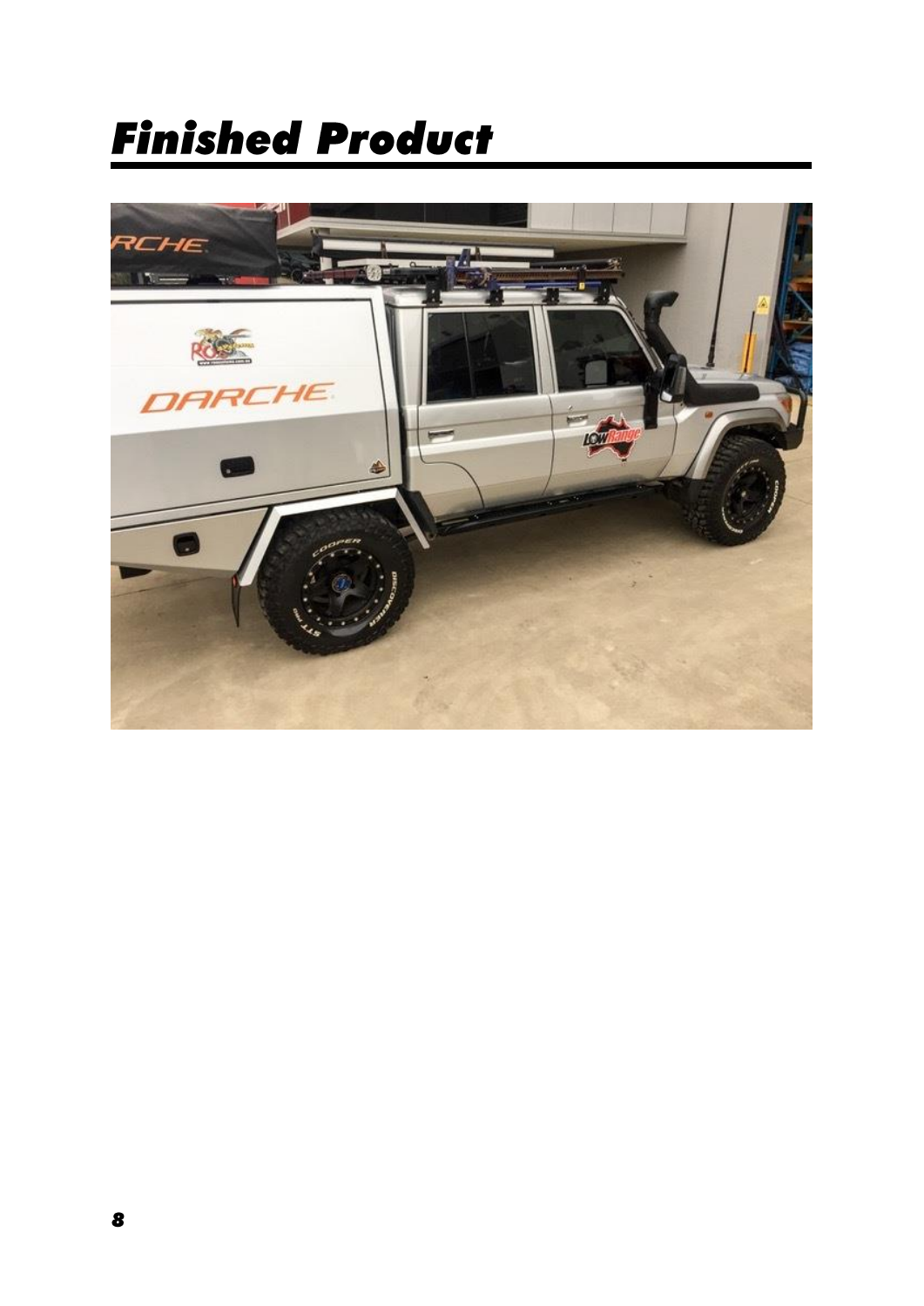# Finished Product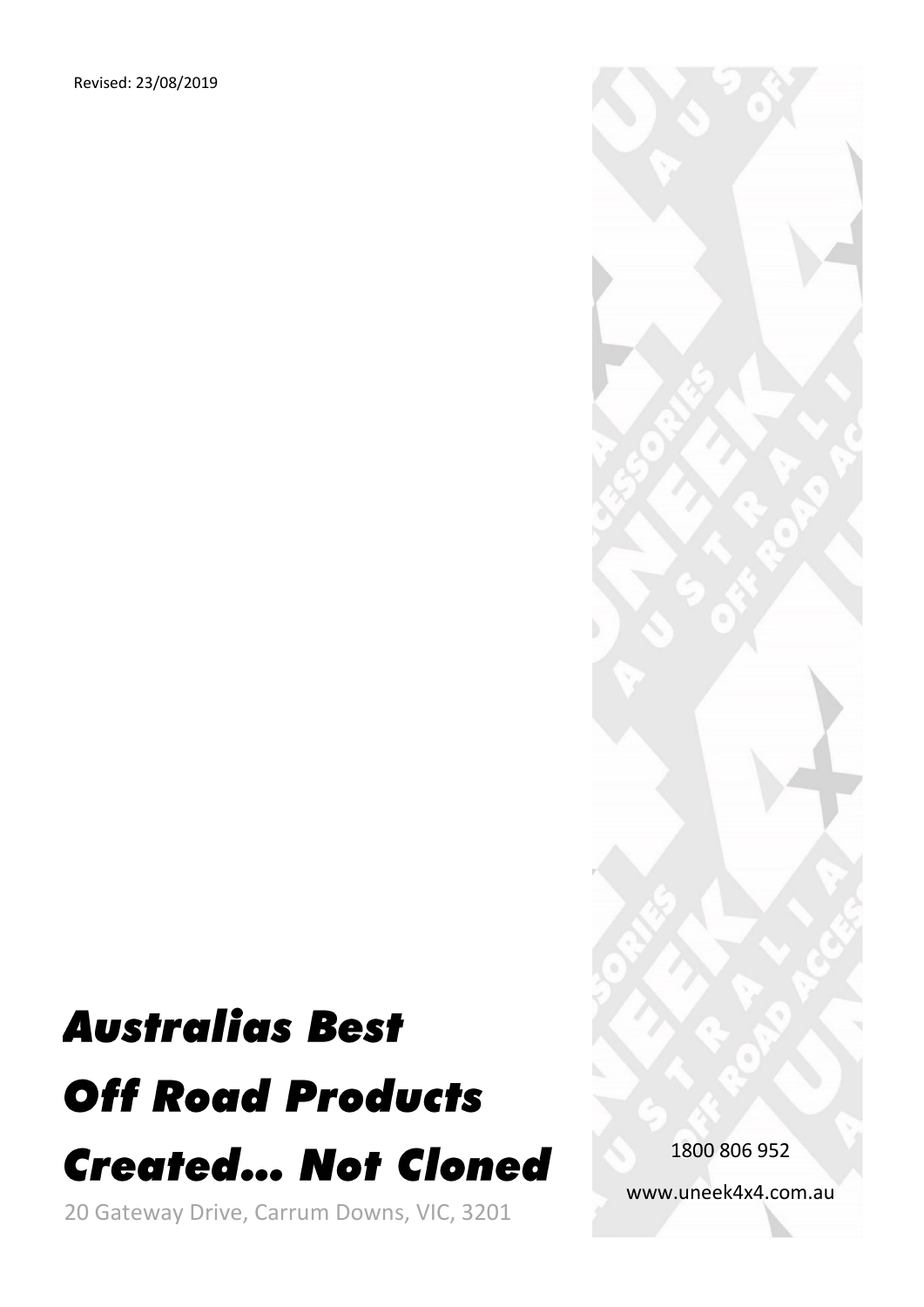Revised: 23/08/2019

# *Australias Best Off Road Products Created... Not Cloned*

20 Gateway Drive, Carrum Downs, VIC, 3201

1800 806 952

www.uneek4x4.com.au